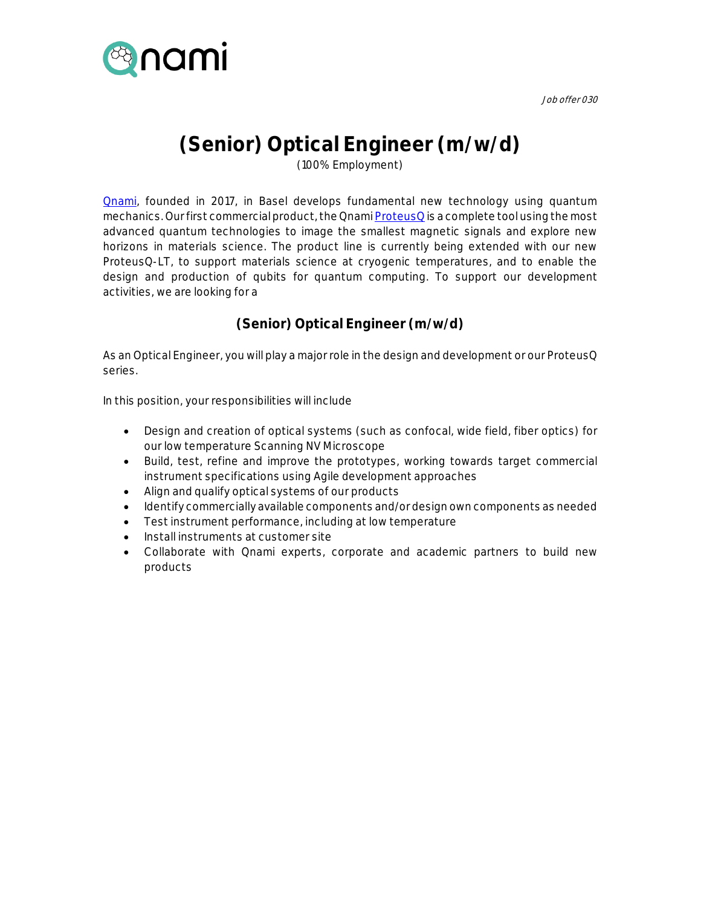*Job offer 030*

# (Senior) Optical Engineer (m/w/d)

(100% Employment)

Qnami, founded in 2017, in Basel develops fundamental new technology using quantum mechanics. Our first commercial product, the Qnami ProteusQ is a complete tool using the most advanced quantum technologies to image the smallest magnetic signals and explore new horizons in materials science. The product line is currently being extended with our new ProteusQ-LT, to support materials science at cryogenic temperatures, and to enable the design and production of qubits for quantum computing. To support our development activities, we are looking for a

## (Senior) Optical Engineer (m/w/d)

As an Optical Engineer, you will play a major role in the design and development or our ProteusQ series.

In this position, your responsibilities will include

- Design and creation of optical systems (such as confocal, wide field, fiber optics) for our low temperature Scanning NV Microscope
- Build, test, refine and improve the prototypes, working towards target commercial instrument specifications using Agile development approaches
- Align and qualify optical systems of our products
- Identify commercially available components and/or design own components as needed
- Test instrument performance, including at low temperature
- Install instruments at customer site
- Collaborate with Qnami experts, corporate and academic partners to build new products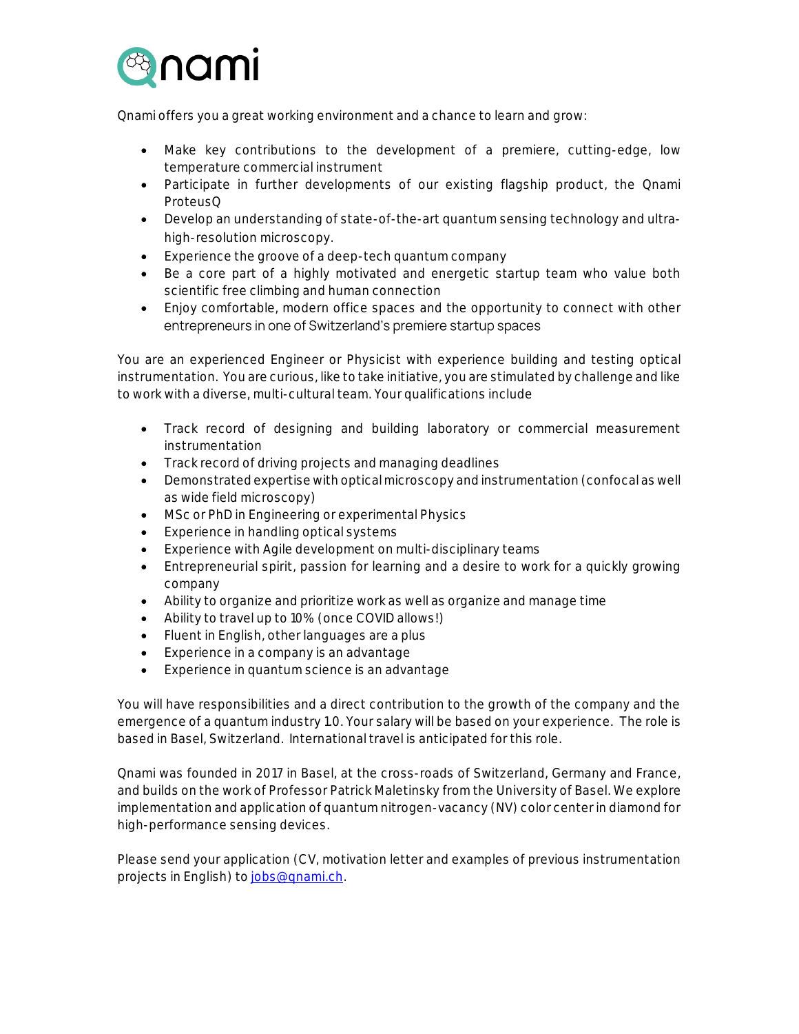Qnami offers you a great working environment and a chance to learn and grow:

- Make key contributions to the development of a premiere, cutting-edge, low temperature commercial instrument
- Participate in further developments of our existing flagship product, the Qnami ProteusQ
- Develop an understanding of state-of-the-art quantum sensing technology and ultra-high-resolution microscopy.
- Experience the groove of a deep-tech quantum company
- Be a core part of a highly motivated and energetic startup team who value both scientific free climbing and human connection
- Enjoy comfortable, modern office spaces and the opportunity to connect with other entrepreneurs in one of Switzerland's premiere startup spaces

You are an experienced Engineer or Physicist with experience building and testing optical instrumentation. You are curious, like to take initiative, you are stimulated by challenge and like to work with a diverse, multi-cultural team. Your qualifications include

- Track record of designing and building laboratory or commercial measurement instrumentation
- Track record of driving projects and managing deadlines
- Demonstrated expertise with optical microscopy and instrumentation (confocal as well as wide field microscopy)
- MSc or PhD in Engineering or experimental Physics
- Experience in handling optical systems
- Experience with Agile development on multi-disciplinary teams
- Entrepreneurial spirit, passion for learning and a desire to work for a quickly growing company
- Ability to organize and prioritize work as well as organize and manage time
- Ability to travel up to 10% (once COVID allows!)
- Fluent in English, other languages are a plus
- Experience in a company is an advantage
- Experience in quantum science is an advantage

You will have responsibilities and a direct contribution to the growth of the company and the emergence of a quantum industry 1.0. Your salary will be based on your experience. The role is based in Basel, Switzerland. International travel is anticipated for this role.

Qnami was founded in 2017 in Basel, at the cross-roads of Switzerland, Germany and France, and builds on the work of Professor Patrick Maletinsky from the University of Basel. We explore implementation and application of quantum nitrogen-vacancy (NV) color center in diamond for high-performance sensing devices.

Please send your application (CV, motivation letter and examples of previous instrumentation projects in English) to jobs@qnami.ch.